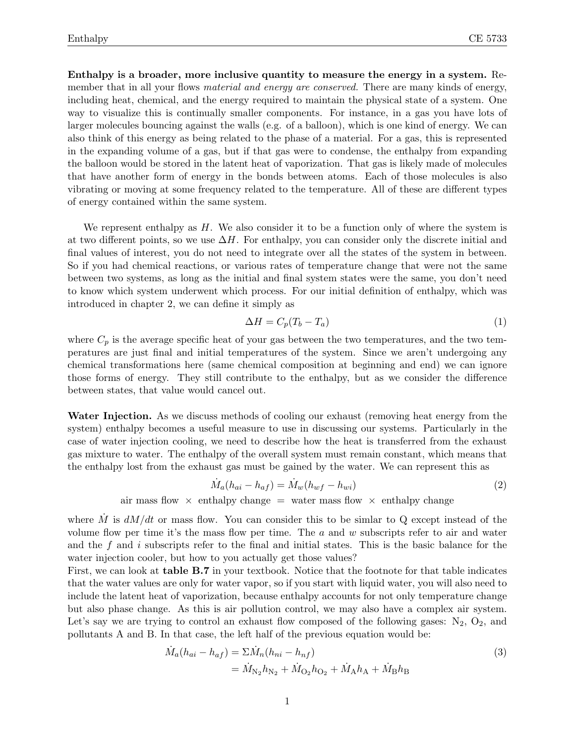**Enthalpy is a broader, more inclusive quantity to measure the energy in a system.** Remember that in all your flows *material and energy are conserved.* There are many kinds of energy, including heat, chemical, and the energy required to maintain the physical state of a system. One way to visualize this is continually smaller components. For instance, in a gas you have lots of larger molecules bouncing against the walls (e.g. of a balloon), which is one kind of energy. We can also think of this energy as being related to the phase of a material. For a gas, this is represented in the expanding volume of a gas, but if that gas were to condense, the enthalpy from expanding the balloon would be stored in the latent heat of vaporization. That gas is likely made of molecules that have another form of energy in the bonds between atoms. Each of those molecules is also vibrating or moving at some frequency related to the temperature. All of these are different types of energy contained within the same system.

We represent enthalpy as $H$. We also consider it to be a function only of where the system is at two different points, so we use $\Delta H$. For enthalpy, you can consider only the discrete initial and final values of interest, you do not need to integrate over all the states of the system in between. So if you had chemical reactions, or various rates of temperature change that were not the same between two systems, as long as the initial and final system states were the same, you don't need to know which system underwent which process. For our initial definition of enthalpy, which was introduced in chapter 2, we can define it simply as

$$\Delta H = C_p(T_b - T_a) \tag{1}$$

where $C_p$ is the average specific heat of your gas between the two temperatures, and the two temperatures are just final and initial temperatures of the system. Since we aren't undergoing any chemical transformations here (same chemical composition at beginning and end) we can ignore those forms of energy. They still contribute to the enthalpy, but as we consider the difference between states, that value would cancel out.

**Water Injection.** As we discuss methods of cooling our exhaust (removing heat energy from the system) enthalpy becomes a useful measure to use in discussing our systems. Particularly in the case of water injection cooling, we need to describe how the heat is transferred from the exhaust gas mixture to water. The enthalpy of the overall system must remain constant, which means that the enthalpy lost from the exhaust gas must be gained by the water. We can represent this as

$$\dot{M}_a(h_{ai} - h_{af}) = \dot{M}_w(h_{wf} - h_{wi}) \tag{2}$$

air mass flow $\times$ enthalpy change $=$ water mass flow $\times$ enthalpy change

where $\dot{M}$ is $dM/dt$ or mass flow. You can consider this to be simlar to Q except instead of the volume flow per time it's the mass flow per time. The $a$ and $w$ subscripts refer to air and water and the $f$ and $i$ subscripts refer to the final and initial states. This is the basic balance for the water injection cooler, but how to you actually get those values?

First, we can look at **table B.7** in your textbook. Notice that the footnote for that table indicates that the water values are only for water vapor, so if you start with liquid water, you will also need to include the latent heat of vaporization, because enthalpy accounts for not only temperature change but also phase change. As this is air pollution control, we may also have a complex air system. Let's say we are trying to control an exhaust flow composed of the following gases: $N_2$, $O_2$, and pollutants A and B. In that case, the left half of the previous equation would be:

$$\begin{aligned}\dot{M}_a(h_{ai} - h_{af}) &= \Sigma \dot{M}_n(h_{ni} - h_{nf}) \\ &= \dot{M}_{N_2}h_{N_2} + \dot{M}_{O_2}h_{O_2} + \dot{M}_A h_A + \dot{M}_B h_B\end{aligned} \tag{3}$$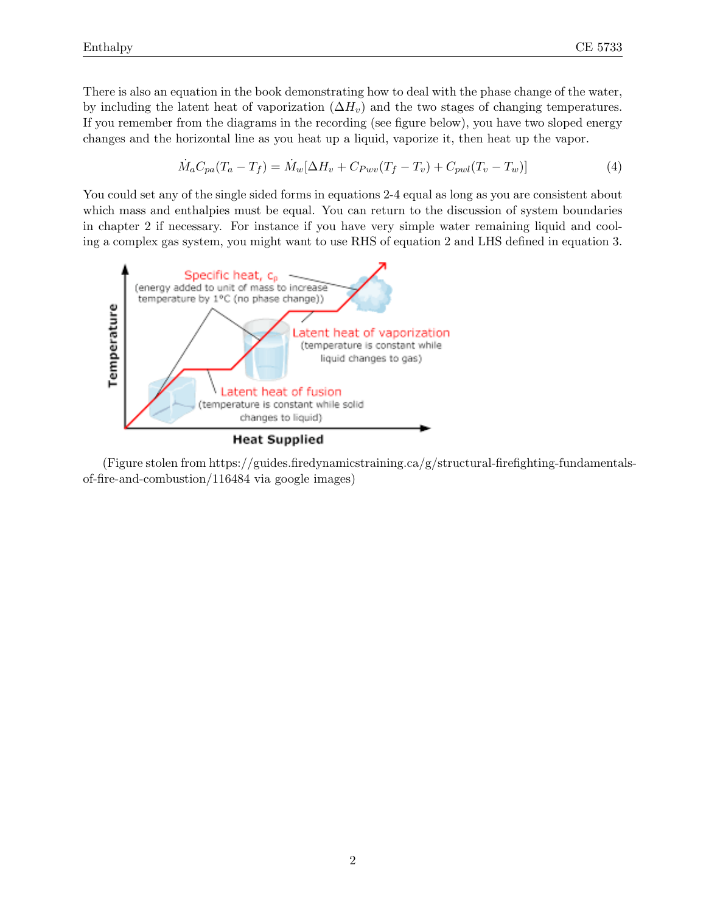There is also an equation in the book demonstrating how to deal with the phase change of the water, by including the latent heat of vaporization ($\Delta H_v$) and the two stages of changing temperatures. If you remember from the diagrams in the recording (see figure below), you have two sloped energy changes and the horizontal line as you heat up a liquid, vaporize it, then heat up the vapor.

$$\dot{M}_a C_{pa}(T_a - T_f) = \dot{M}_w[\Delta H_v + C_{Pwv}(T_f - T_v) + C_{pwl}(T_v - T_w)] \tag{4}$$

You could set any of the single sided forms in equations 2-4 equal as long as you are consistent about which mass and enthalpies must be equal. You can return to the discussion of system boundaries in chapter 2 if necessary. For instance if you have very simple water remaining liquid and cooling a complex gas system, you might want to use RHS of equation 2 and LHS defined in equation 3.

Specific heat, $c_p$
(energy added to unit of mass to increase temperature by 1°C (no phase change))

Latent heat of vaporization
(temperature is constant while liquid changes to gas)

Latent heat of fusion
(temperature is constant while solid changes to liquid)

Temperature

Heat Supplied

(Figure stolen from https://guides.firedynamicstraining.ca/g/structural-firefighting-fundamentals-of-fire-and-combustion/116484 via google images)